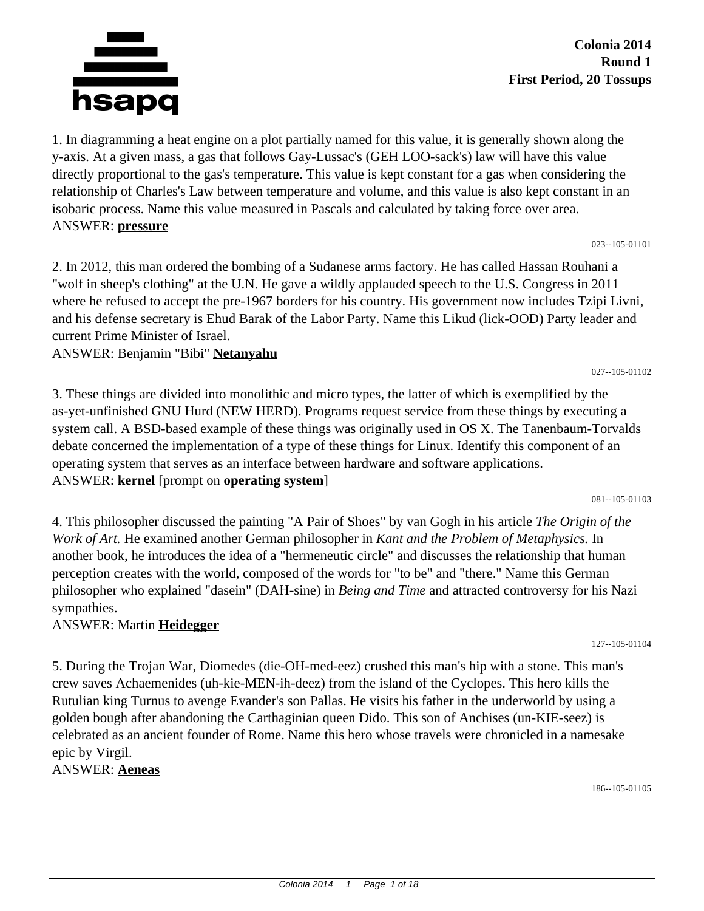**Colonia 2014**
**Round 1**
**First Period, 20 Tossups**

1. In diagramming a heat engine on a plot partially named for this value, it is generally shown along the y-axis. At a given mass, a gas that follows Gay-Lussac's (GEH LOO-sack's) law will have this value directly proportional to the gas's temperature. This value is kept constant for a gas when considering the relationship of Charles's Law between temperature and volume, and this value is also kept constant in an isobaric process. Name this value measured in Pascals and calculated by taking force over area.
ANSWER: **pressure**

023--105-01101

2. In 2012, this man ordered the bombing of a Sudanese arms factory. He has called Hassan Rouhani a "wolf in sheep's clothing" at the U.N. He gave a wildly applauded speech to the U.S. Congress in 2011 where he refused to accept the pre-1967 borders for his country. His government now includes Tzipi Livni, and his defense secretary is Ehud Barak of the Labor Party. Name this Likud (lick-OOD) Party leader and current Prime Minister of Israel.
ANSWER: Benjamin "Bibi" **Netanyahu**

027--105-01102

3. These things are divided into monolithic and micro types, the latter of which is exemplified by the as-yet-unfinished GNU Hurd (NEW HERD). Programs request service from these things by executing a system call. A BSD-based example of these things was originally used in OS X. The Tanenbaum-Torvalds debate concerned the implementation of a type of these things for Linux. Identify this component of an operating system that serves as an interface between hardware and software applications.
ANSWER: **kernel** [prompt on **operating system**]

081--105-01103

4. This philosopher discussed the painting "A Pair of Shoes" by van Gogh in his article *The Origin of the Work of Art.* He examined another German philosopher in *Kant and the Problem of Metaphysics.* In another book, he introduces the idea of a "hermeneutic circle" and discusses the relationship that human perception creates with the world, composed of the words for "to be" and "there." Name this German philosopher who explained "dasein" (DAH-sine) in *Being and Time* and attracted controversy for his Nazi sympathies.
ANSWER: Martin **Heidegger**

127--105-01104

5. During the Trojan War, Diomedes (die-OH-med-eez) crushed this man's hip with a stone. This man's crew saves Achaemenides (uh-kie-MEN-ih-deez) from the island of the Cyclopes. This hero kills the Rutulian king Turnus to avenge Evander's son Pallas. He visits his father in the underworld by using a golden bough after abandoning the Carthaginian queen Dido. This son of Anchises (un-KIE-seez) is celebrated as an ancient founder of Rome. Name this hero whose travels were chronicled in a namesake epic by Virgil.
ANSWER: **Aeneas**

186--105-01105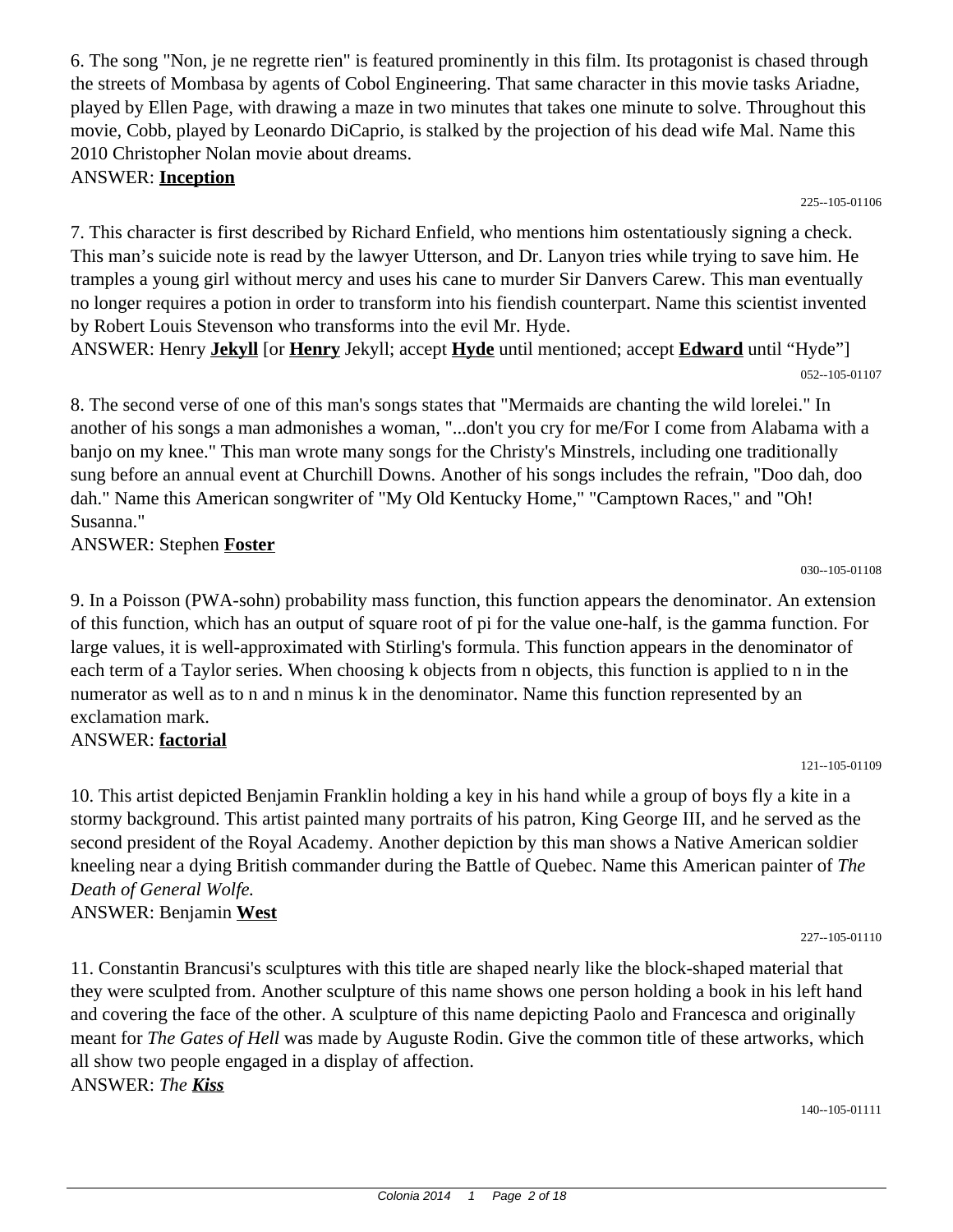6. The song "Non, je ne regrette rien" is featured prominently in this film. Its protagonist is chased through the streets of Mombasa by agents of Cobol Engineering. That same character in this movie tasks Ariadne, played by Ellen Page, with drawing a maze in two minutes that takes one minute to solve. Throughout this movie, Cobb, played by Leonardo DiCaprio, is stalked by the projection of his dead wife Mal. Name this 2010 Christopher Nolan movie about dreams.

ANSWER: **Inception**

225--105-01106

7. This character is first described by Richard Enfield, who mentions him ostentatiously signing a check. This man's suicide note is read by the lawyer Utterson, and Dr. Lanyon tries while trying to save him. He tramples a young girl without mercy and uses his cane to murder Sir Danvers Carew. This man eventually no longer requires a potion in order to transform into his fiendish counterpart. Name this scientist invented by Robert Louis Stevenson who transforms into the evil Mr. Hyde.

ANSWER: Henry **Jekyll** [or **Henry** Jekyll; accept **Hyde** until mentioned; accept **Edward** until "Hyde"]

052--105-01107

8. The second verse of one of this man's songs states that "Mermaids are chanting the wild lorelei." In another of his songs a man admonishes a woman, "...don't you cry for me/For I come from Alabama with a banjo on my knee." This man wrote many songs for the Christy's Minstrels, including one traditionally sung before an annual event at Churchill Downs. Another of his songs includes the refrain, "Doo dah, doo dah." Name this American songwriter of "My Old Kentucky Home," "Camptown Races," and "Oh! Susanna."

ANSWER: Stephen **Foster**

030--105-01108

9. In a Poisson (PWA-sohn) probability mass function, this function appears the denominator. An extension of this function, which has an output of square root of pi for the value one-half, is the gamma function. For large values, it is well-approximated with Stirling's formula. This function appears in the denominator of each term of a Taylor series. When choosing k objects from n objects, this function is applied to n in the numerator as well as to n and n minus k in the denominator. Name this function represented by an exclamation mark.

ANSWER: **factorial**

121--105-01109

10. This artist depicted Benjamin Franklin holding a key in his hand while a group of boys fly a kite in a stormy background. This artist painted many portraits of his patron, King George III, and he served as the second president of the Royal Academy. Another depiction by this man shows a Native American soldier kneeling near a dying British commander during the Battle of Quebec. Name this American painter of *The Death of General Wolfe.*

ANSWER: Benjamin **West**

227--105-01110

11. Constantin Brancusi's sculptures with this title are shaped nearly like the block-shaped material that they were sculpted from. Another sculpture of this name shows one person holding a book in his left hand and covering the face of the other. A sculpture of this name depicting Paolo and Francesca and originally meant for *The Gates of Hell* was made by Auguste Rodin. Give the common title of these artworks, which all show two people engaged in a display of affection.

ANSWER: *The **Kiss***

140--105-01111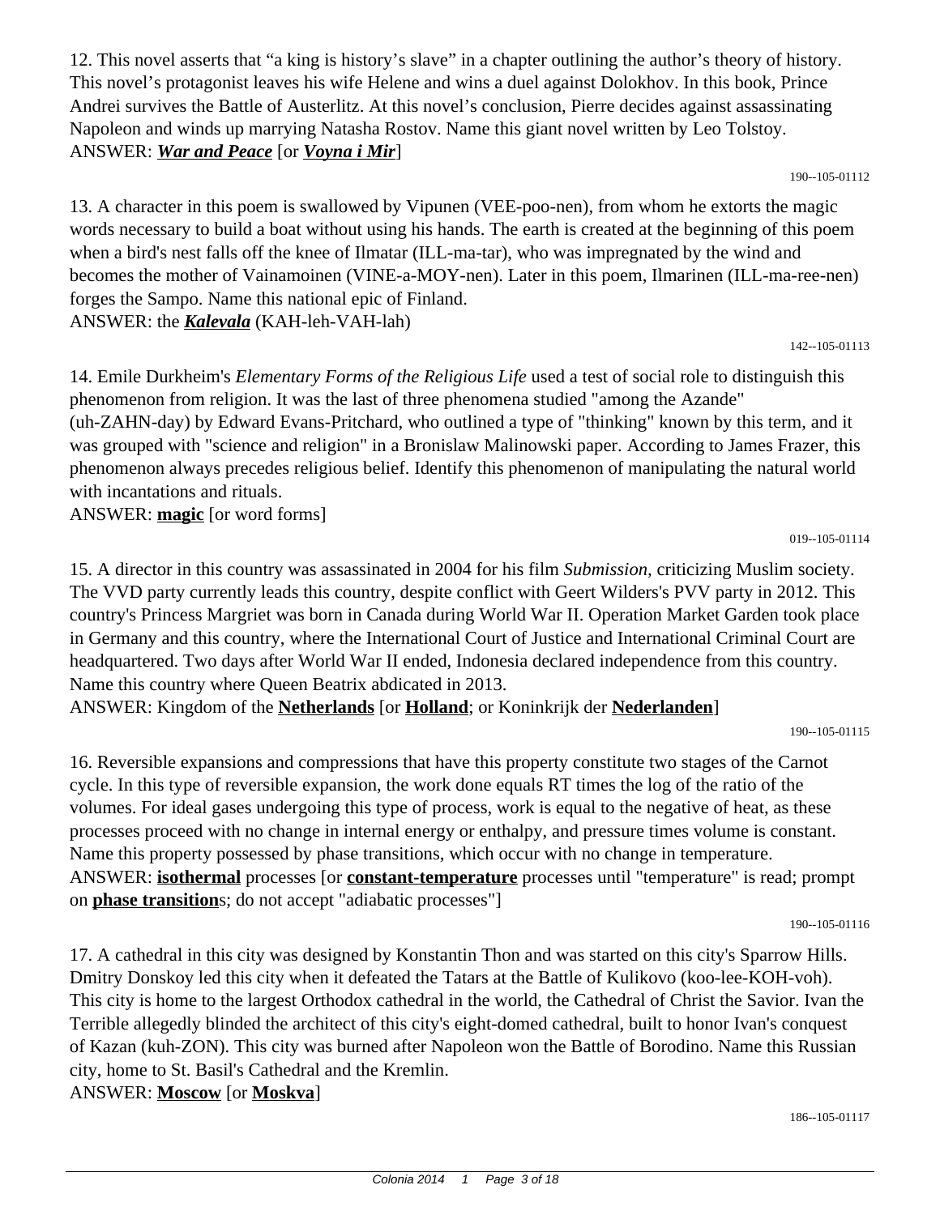12. This novel asserts that "a king is history's slave" in a chapter outlining the author's theory of history. This novel's protagonist leaves his wife Helene and wins a duel against Dolokhov. In this book, Prince Andrei survives the Battle of Austerlitz. At this novel's conclusion, Pierre decides against assassinating Napoleon and winds up marrying Natasha Rostov. Name this giant novel written by Leo Tolstoy.
ANSWER: ***War and Peace*** [or ***Voyna i Mir***]

190--105-01112

13. A character in this poem is swallowed by Vipunen (VEE-poo-nen), from whom he extorts the magic words necessary to build a boat without using his hands. The earth is created at the beginning of this poem when a bird's nest falls off the knee of Ilmatar (ILL-ma-tar), who was impregnated by the wind and becomes the mother of Vainamoinen (VINE-a-MOY-nen). Later in this poem, Ilmarinen (ILL-ma-ree-nen) forges the Sampo. Name this national epic of Finland.
ANSWER: the ***Kalevala*** (KAH-leh-VAH-lah)

142--105-01113

14. Emile Durkheim's *Elementary Forms of the Religious Life* used a test of social role to distinguish this phenomenon from religion. It was the last of three phenomena studied "among the Azande" (uh-ZAHN-day) by Edward Evans-Pritchard, who outlined a type of "thinking" known by this term, and it was grouped with "science and religion" in a Bronislaw Malinowski paper. According to James Frazer, this phenomenon always precedes religious belief. Identify this phenomenon of manipulating the natural world with incantations and rituals.
ANSWER: **magic** [or word forms]

019--105-01114

15. A director in this country was assassinated in 2004 for his film *Submission,* criticizing Muslim society. The VVD party currently leads this country, despite conflict with Geert Wilders's PVV party in 2012. This country's Princess Margriet was born in Canada during World War II. Operation Market Garden took place in Germany and this country, where the International Court of Justice and International Criminal Court are headquartered. Two days after World War II ended, Indonesia declared independence from this country. Name this country where Queen Beatrix abdicated in 2013.
ANSWER: Kingdom of the **Netherlands** [or **Holland**; or Koninkrijk der **Nederlanden**]

190--105-01115

16. Reversible expansions and compressions that have this property constitute two stages of the Carnot cycle. In this type of reversible expansion, the work done equals RT times the log of the ratio of the volumes. For ideal gases undergoing this type of process, work is equal to the negative of heat, as these processes proceed with no change in internal energy or enthalpy, and pressure times volume is constant. Name this property possessed by phase transitions, which occur with no change in temperature.
ANSWER: **isothermal** processes [or **constant-temperature** processes until "temperature" is read; prompt on **phase transition**s; do not accept "adiabatic processes"]

190--105-01116

17. A cathedral in this city was designed by Konstantin Thon and was started on this city's Sparrow Hills. Dmitry Donskoy led this city when it defeated the Tatars at the Battle of Kulikovo (koo-lee-KOH-voh). This city is home to the largest Orthodox cathedral in the world, the Cathedral of Christ the Savior. Ivan the Terrible allegedly blinded the architect of this city's eight-domed cathedral, built to honor Ivan's conquest of Kazan (kuh-ZON). This city was burned after Napoleon won the Battle of Borodino. Name this Russian city, home to St. Basil's Cathedral and the Kremlin.
ANSWER: **Moscow** [or **Moskva**]

186--105-01117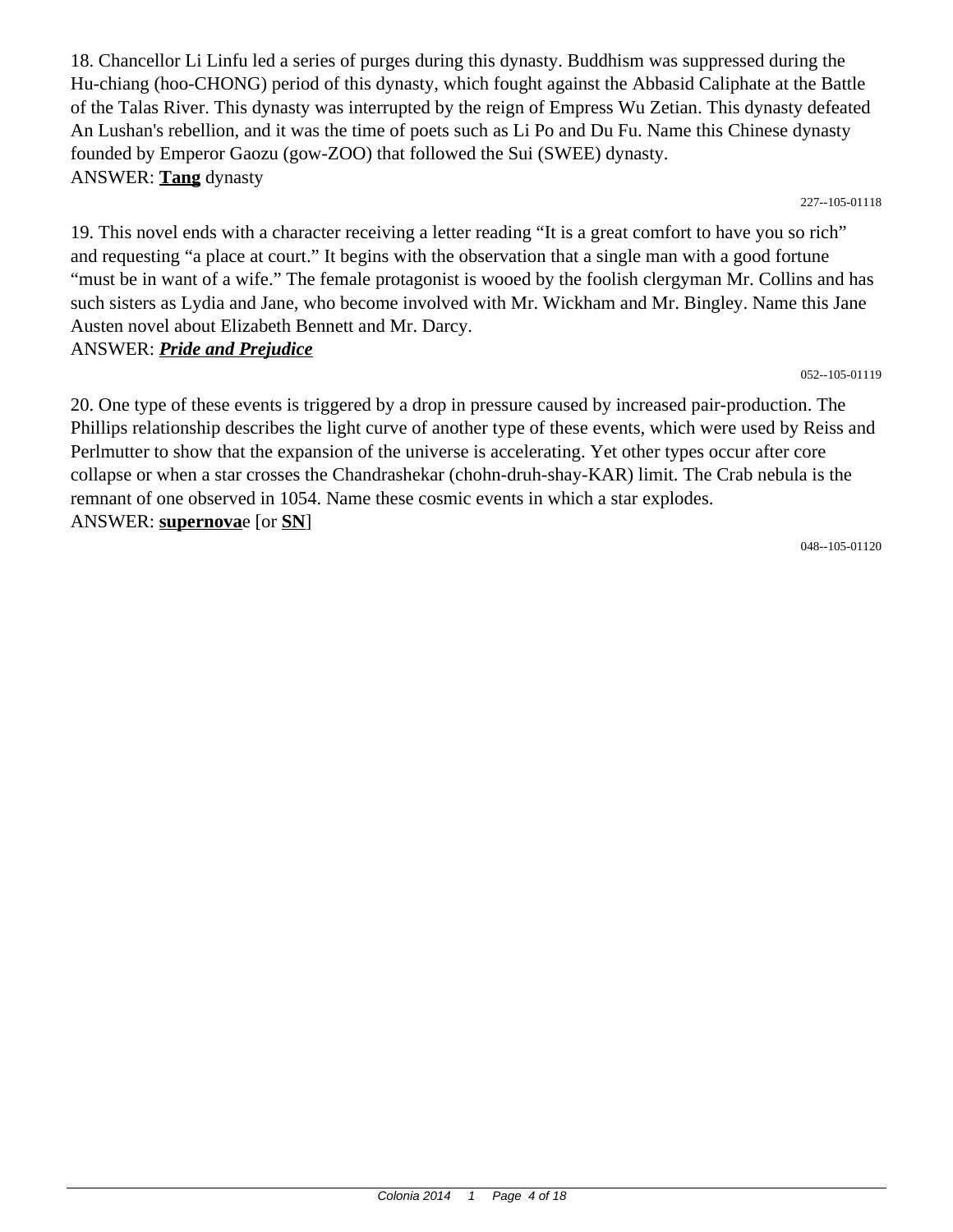18. Chancellor Li Linfu led a series of purges during this dynasty. Buddhism was suppressed during the Hu-chiang (hoo-CHONG) period of this dynasty, which fought against the Abbasid Caliphate at the Battle of the Talas River. This dynasty was interrupted by the reign of Empress Wu Zetian. This dynasty defeated An Lushan's rebellion, and it was the time of poets such as Li Po and Du Fu. Name this Chinese dynasty founded by Emperor Gaozu (gow-ZOO) that followed the Sui (SWEE) dynasty.
ANSWER: **Tang** dynasty

227--105-01118

19. This novel ends with a character receiving a letter reading “It is a great comfort to have you so rich” and requesting “a place at court.” It begins with the observation that a single man with a good fortune “must be in want of a wife.” The female protagonist is wooed by the foolish clergyman Mr. Collins and has such sisters as Lydia and Jane, who become involved with Mr. Wickham and Mr. Bingley. Name this Jane Austen novel about Elizabeth Bennett and Mr. Darcy.
ANSWER: ***Pride and Prejudice***

052--105-01119

20. One type of these events is triggered by a drop in pressure caused by increased pair-production. The Phillips relationship describes the light curve of another type of these events, which were used by Reiss and Perlmutter to show that the expansion of the universe is accelerating. Yet other types occur after core collapse or when a star crosses the Chandrashekar (chohn-druh-shay-KAR) limit. The Crab nebula is the remnant of one observed in 1054. Name these cosmic events in which a star explodes.
ANSWER: **supernova**e [or **SN**]

048--105-01120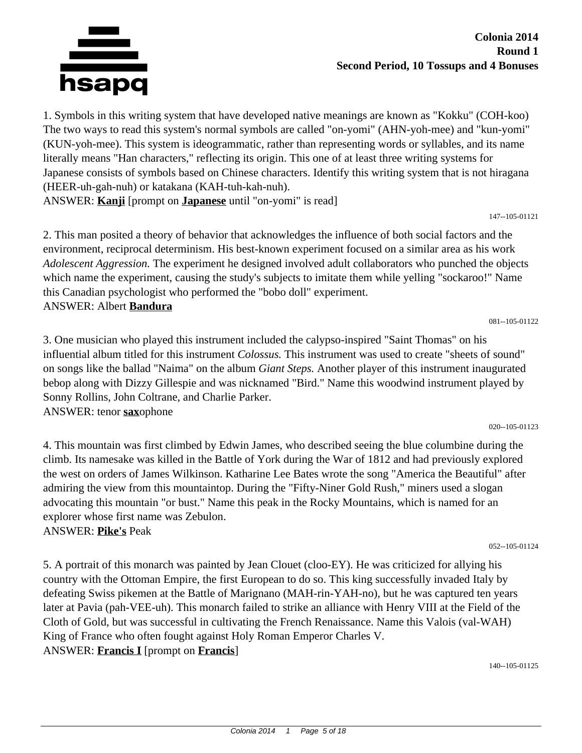**Colonia 2014**
**Round 1**
**Second Period, 10 Tossups and 4 Bonuses**

1. Symbols in this writing system that have developed native meanings are known as "Kokku" (COH-koo) The two ways to read this system's normal symbols are called "on-yomi" (AHN-yoh-mee) and "kun-yomi" (KUN-yoh-mee). This system is ideogrammatic, rather than representing words or syllables, and its name literally means "Han characters," reflecting its origin. This one of at least three writing systems for Japanese consists of symbols based on Chinese characters. Identify this writing system that is not hiragana (HEER-uh-gah-nuh) or katakana (KAH-tuh-kah-nuh).
ANSWER: **Kanji** [prompt on **Japanese** until "on-yomi" is read]

147--105-01121

2. This man posited a theory of behavior that acknowledges the influence of both social factors and the environment, reciprocal determinism. His best-known experiment focused on a similar area as his work *Adolescent Aggression.* The experiment he designed involved adult collaborators who punched the objects which name the experiment, causing the study's subjects to imitate them while yelling "sockaroo!" Name this Canadian psychologist who performed the "bobo doll" experiment.
ANSWER: Albert **Bandura**

081--105-01122

3. One musician who played this instrument included the calypso-inspired "Saint Thomas" on his influential album titled for this instrument *Colossus.* This instrument was used to create "sheets of sound" on songs like the ballad "Naima" on the album *Giant Steps.* Another player of this instrument inaugurated bebop along with Dizzy Gillespie and was nicknamed "Bird." Name this woodwind instrument played by Sonny Rollins, John Coltrane, and Charlie Parker.
ANSWER: tenor **sax**ophone

020--105-01123

4. This mountain was first climbed by Edwin James, who described seeing the blue columbine during the climb. Its namesake was killed in the Battle of York during the War of 1812 and had previously explored the west on orders of James Wilkinson. Katharine Lee Bates wrote the song "America the Beautiful" after admiring the view from this mountaintop. During the "Fifty-Niner Gold Rush," miners used a slogan advocating this mountain "or bust." Name this peak in the Rocky Mountains, which is named for an explorer whose first name was Zebulon.
ANSWER: **Pike's** Peak

052--105-01124

5. A portrait of this monarch was painted by Jean Clouet (cloo-EY). He was criticized for allying his country with the Ottoman Empire, the first European to do so. This king successfully invaded Italy by defeating Swiss pikemen at the Battle of Marignano (MAH-rin-YAH-no), but he was captured ten years later at Pavia (pah-VEE-uh). This monarch failed to strike an alliance with Henry VIII at the Field of the Cloth of Gold, but was successful in cultivating the French Renaissance. Name this Valois (val-WAH) King of France who often fought against Holy Roman Emperor Charles V.
ANSWER: **Francis I** [prompt on **Francis**]

140--105-01125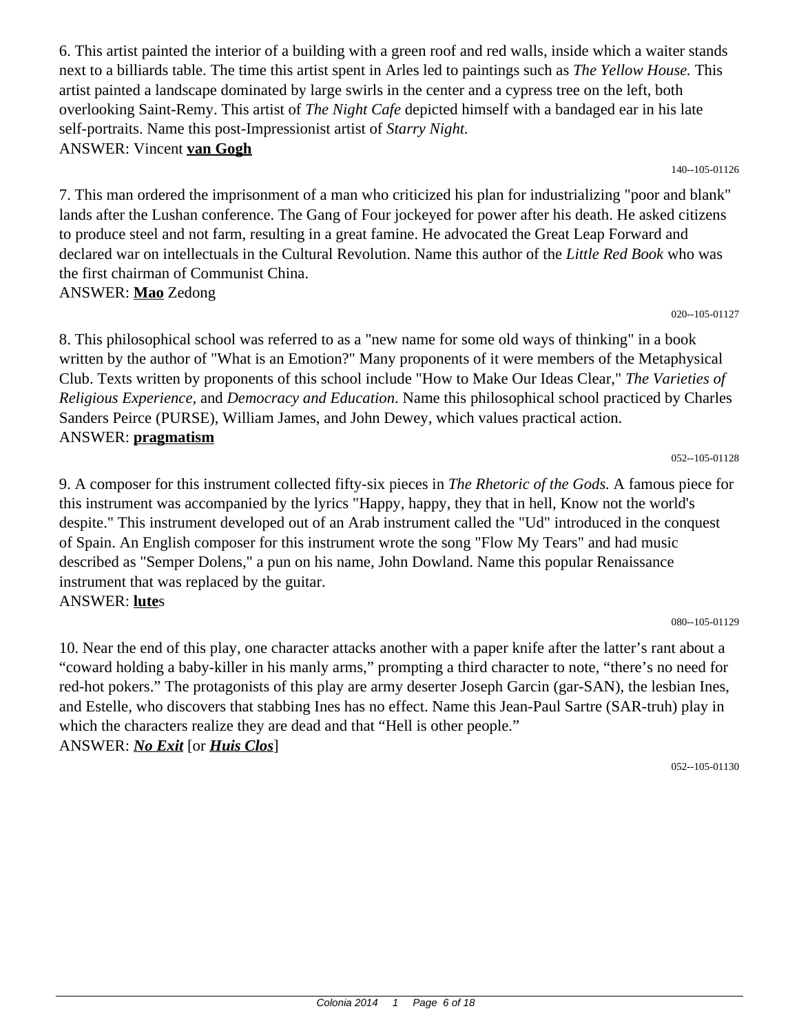6. This artist painted the interior of a building with a green roof and red walls, inside which a waiter stands next to a billiards table. The time this artist spent in Arles led to paintings such as *The Yellow House.* This artist painted a landscape dominated by large swirls in the center and a cypress tree on the left, both overlooking Saint-Remy. This artist of *The Night Cafe* depicted himself with a bandaged ear in his late self-portraits. Name this post-Impressionist artist of *Starry Night.*
ANSWER: Vincent **van Gogh**

140--105-01126

7. This man ordered the imprisonment of a man who criticized his plan for industrializing "poor and blank" lands after the Lushan conference. The Gang of Four jockeyed for power after his death. He asked citizens to produce steel and not farm, resulting in a great famine. He advocated the Great Leap Forward and declared war on intellectuals in the Cultural Revolution. Name this author of the *Little Red Book* who was the first chairman of Communist China.
ANSWER: **Mao** Zedong

020--105-01127

8. This philosophical school was referred to as a "new name for some old ways of thinking" in a book written by the author of "What is an Emotion?" Many proponents of it were members of the Metaphysical Club. Texts written by proponents of this school include "How to Make Our Ideas Clear," *The Varieties of Religious Experience*, and *Democracy and Education*. Name this philosophical school practiced by Charles Sanders Peirce (PURSE), William James, and John Dewey, which values practical action.
ANSWER: **pragmatism**

052--105-01128

9. A composer for this instrument collected fifty-six pieces in *The Rhetoric of the Gods.* A famous piece for this instrument was accompanied by the lyrics "Happy, happy, they that in hell, Know not the world's despite." This instrument developed out of an Arab instrument called the "Ud" introduced in the conquest of Spain. An English composer for this instrument wrote the song "Flow My Tears" and had music described as "Semper Dolens," a pun on his name, John Dowland. Name this popular Renaissance instrument that was replaced by the guitar.
ANSWER: **lute**s

080--105-01129

10. Near the end of this play, one character attacks another with a paper knife after the latter's rant about a "coward holding a baby-killer in his manly arms," prompting a third character to note, "there's no need for red-hot pokers." The protagonists of this play are army deserter Joseph Garcin (gar-SAN), the lesbian Ines, and Estelle, who discovers that stabbing Ines has no effect. Name this Jean-Paul Sartre (SAR-truh) play in which the characters realize they are dead and that "Hell is other people."
ANSWER: ***No Exit*** [or ***Huis Clos***]

052--105-01130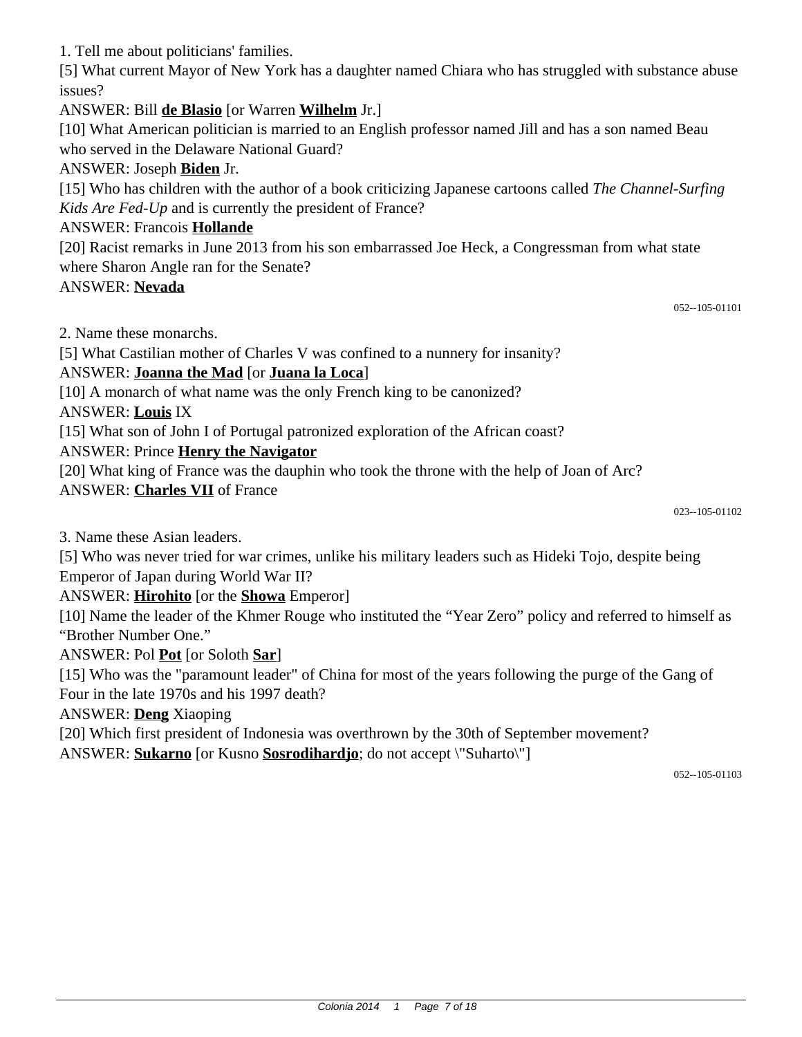1. Tell me about politicians' families.

[5] What current Mayor of New York has a daughter named Chiara who has struggled with substance abuse issues?

ANSWER: Bill **de Blasio** [or Warren **Wilhelm** Jr.]

[10] What American politician is married to an English professor named Jill and has a son named Beau who served in the Delaware National Guard?

ANSWER: Joseph **Biden** Jr.

[15] Who has children with the author of a book criticizing Japanese cartoons called *The Channel-Surfing Kids Are Fed-Up* and is currently the president of France?

ANSWER: Francois **Hollande**

[20] Racist remarks in June 2013 from his son embarrassed Joe Heck, a Congressman from what state where Sharon Angle ran for the Senate?

ANSWER: **Nevada**

052--105-01101

2. Name these monarchs.

[5] What Castilian mother of Charles V was confined to a nunnery for insanity?

ANSWER: **Joanna the Mad** [or **Juana la Loca**]

[10] A monarch of what name was the only French king to be canonized?

ANSWER: **Louis** IX

[15] What son of John I of Portugal patronized exploration of the African coast?

ANSWER: Prince **Henry the Navigator**

[20] What king of France was the dauphin who took the throne with the help of Joan of Arc?

ANSWER: **Charles VII** of France

023--105-01102

3. Name these Asian leaders.

[5] Who was never tried for war crimes, unlike his military leaders such as Hideki Tojo, despite being Emperor of Japan during World War II?

ANSWER: **Hirohito** [or the **Showa** Emperor]

[10] Name the leader of the Khmer Rouge who instituted the "Year Zero" policy and referred to himself as "Brother Number One."

ANSWER: Pol **Pot** [or Soloth **Sar**]

[15] Who was the "paramount leader" of China for most of the years following the purge of the Gang of Four in the late 1970s and his 1997 death?

ANSWER: **Deng** Xiaoping

[20] Which first president of Indonesia was overthrown by the 30th of September movement?

ANSWER: **Sukarno** [or Kusno **Sosrodihardjo**; do not accept \"Suharto\"]

052--105-01103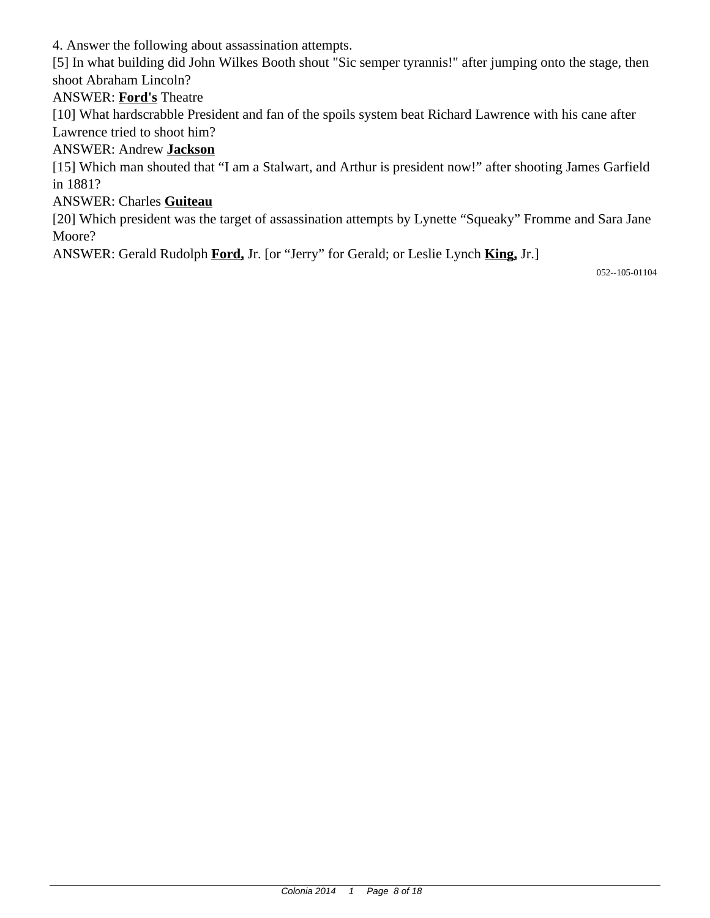4. Answer the following about assassination attempts.

[5] In what building did John Wilkes Booth shout "Sic semper tyrannis!" after jumping onto the stage, then shoot Abraham Lincoln?

ANSWER: **Ford's** Theatre

[10] What hardscrabble President and fan of the spoils system beat Richard Lawrence with his cane after Lawrence tried to shoot him?

ANSWER: Andrew **Jackson**

[15] Which man shouted that "I am a Stalwart, and Arthur is president now!" after shooting James Garfield in 1881?

ANSWER: Charles **Guiteau**

[20] Which president was the target of assassination attempts by Lynette "Squeaky" Fromme and Sara Jane Moore?

ANSWER: Gerald Rudolph **Ford,** Jr. [or "Jerry" for Gerald; or Leslie Lynch **King,** Jr.]

052--105-01104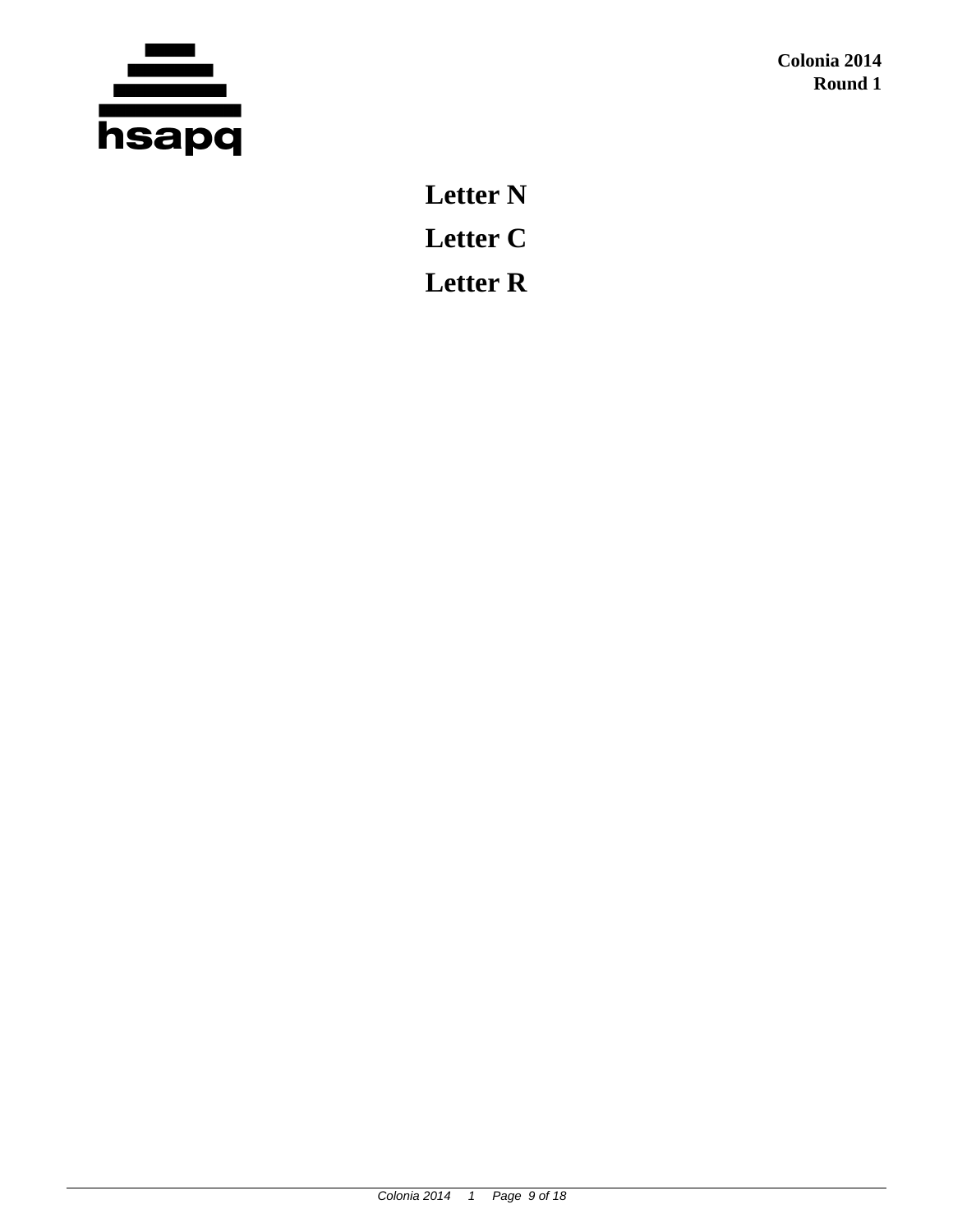**Letter N**

**Letter C**

**Letter R**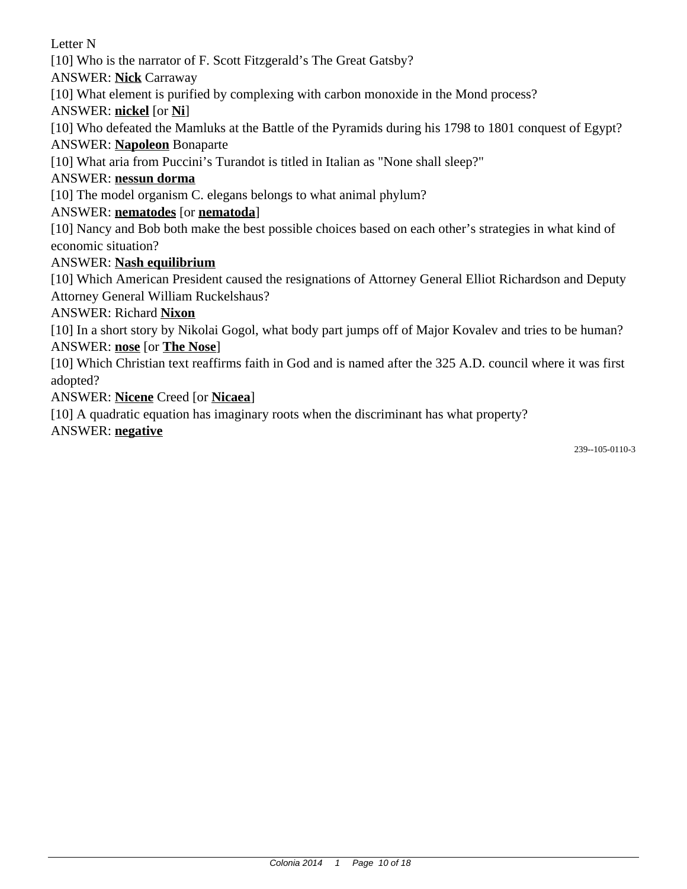Letter N

[10] Who is the narrator of F. Scott Fitzgerald's The Great Gatsby?

ANSWER: **Nick** Carraway

[10] What element is purified by complexing with carbon monoxide in the Mond process?

ANSWER: **nickel** [or **Ni**]

[10] Who defeated the Mamluks at the Battle of the Pyramids during his 1798 to 1801 conquest of Egypt?

ANSWER: **Napoleon** Bonaparte

[10] What aria from Puccini's Turandot is titled in Italian as "None shall sleep?"

ANSWER: **nessun dorma**

[10] The model organism C. elegans belongs to what animal phylum?

ANSWER: **nematodes** [or **nematoda**]

[10] Nancy and Bob both make the best possible choices based on each other's strategies in what kind of economic situation?

ANSWER: **Nash equilibrium**

[10] Which American President caused the resignations of Attorney General Elliot Richardson and Deputy Attorney General William Ruckelshaus?

ANSWER: Richard **Nixon**

[10] In a short story by Nikolai Gogol, what body part jumps off of Major Kovalev and tries to be human?

ANSWER: **nose** [or **The Nose**]

[10] Which Christian text reaffirms faith in God and is named after the 325 A.D. council where it was first adopted?

ANSWER: **Nicene** Creed [or **Nicaea**]

[10] A quadratic equation has imaginary roots when the discriminant has what property?

ANSWER: **negative**

239--105-0110-3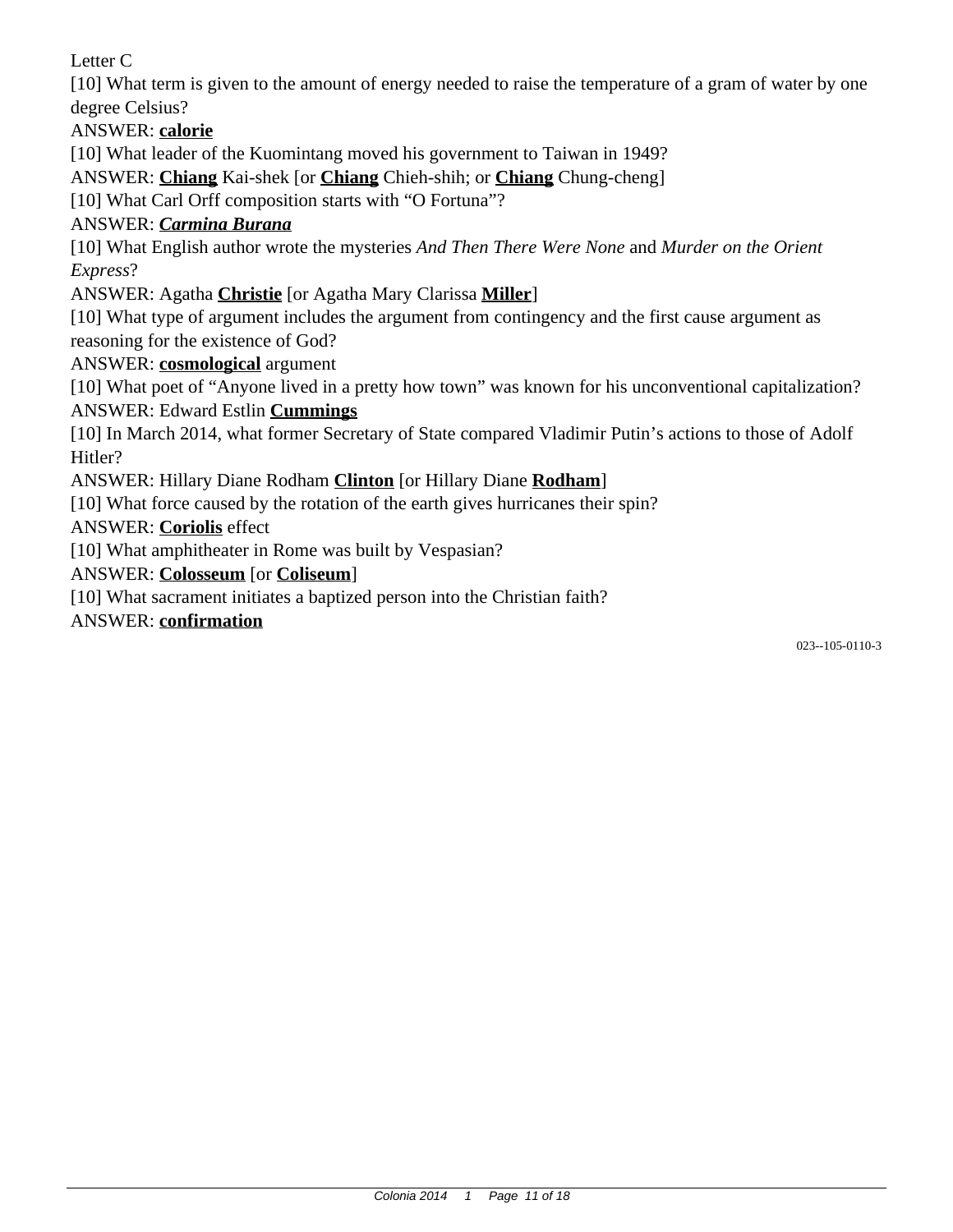Letter C

[10] What term is given to the amount of energy needed to raise the temperature of a gram of water by one degree Celsius?

ANSWER: **calorie**

[10] What leader of the Kuomintang moved his government to Taiwan in 1949?

ANSWER: **Chiang** Kai-shek [or **Chiang** Chieh-shih; or **Chiang** Chung-cheng]

[10] What Carl Orff composition starts with "O Fortuna"?

ANSWER: ***Carmina Burana***

[10] What English author wrote the mysteries *And Then There Were None* and *Murder on the Orient Express*?

ANSWER: Agatha **Christie** [or Agatha Mary Clarissa **Miller**]

[10] What type of argument includes the argument from contingency and the first cause argument as reasoning for the existence of God?

ANSWER: **cosmological** argument

[10] What poet of "Anyone lived in a pretty how town" was known for his unconventional capitalization?

ANSWER: Edward Estlin **Cummings**

[10] In March 2014, what former Secretary of State compared Vladimir Putin's actions to those of Adolf Hitler?

ANSWER: Hillary Diane Rodham **Clinton** [or Hillary Diane **Rodham**]

[10] What force caused by the rotation of the earth gives hurricanes their spin?

ANSWER: **Coriolis** effect

[10] What amphitheater in Rome was built by Vespasian?

ANSWER: **Colosseum** [or **Coliseum**]

[10] What sacrament initiates a baptized person into the Christian faith?

ANSWER: **confirmation**

023--105-0110-3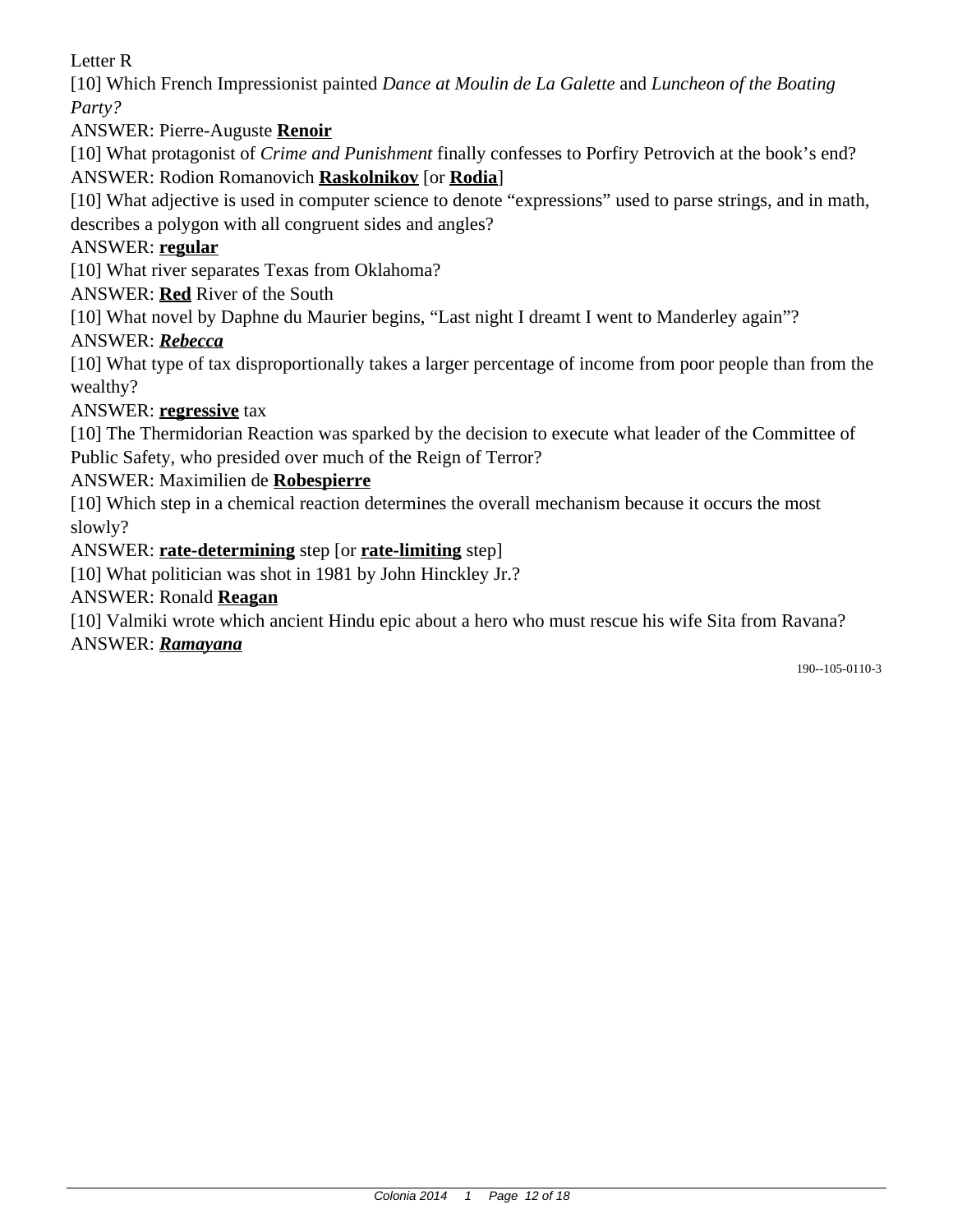Letter R

[10] Which French Impressionist painted *Dance at Moulin de La Galette* and *Luncheon of the Boating Party?*

ANSWER: Pierre-Auguste **<u>Renoir</u>**

[10] What protagonist of *Crime and Punishment* finally confesses to Porfiry Petrovich at the book's end?

ANSWER: Rodion Romanovich **<u>Raskolnikov</u>** [or **<u>Rodia</u>**]

[10] What adjective is used in computer science to denote "expressions" used to parse strings, and in math, describes a polygon with all congruent sides and angles?

ANSWER: **<u>regular</u>**

[10] What river separates Texas from Oklahoma?

ANSWER: **<u>Red</u>** River of the South

[10] What novel by Daphne du Maurier begins, "Last night I dreamt I went to Manderley again"?

ANSWER: ***<u>Rebecca</u>***

[10] What type of tax disproportionally takes a larger percentage of income from poor people than from the wealthy?

ANSWER: **<u>regressive</u>** tax

[10] The Thermidorian Reaction was sparked by the decision to execute what leader of the Committee of Public Safety, who presided over much of the Reign of Terror?

ANSWER: Maximilien de **<u>Robespierre</u>**

[10] Which step in a chemical reaction determines the overall mechanism because it occurs the most slowly?

ANSWER: **<u>rate-determining</u>** step [or **<u>rate-limiting</u>** step]

[10] What politician was shot in 1981 by John Hinckley Jr.?

ANSWER: Ronald **<u>Reagan</u>**

[10] Valmiki wrote which ancient Hindu epic about a hero who must rescue his wife Sita from Ravana?

ANSWER: ***<u>Ramayana</u>***

190--105-0110-3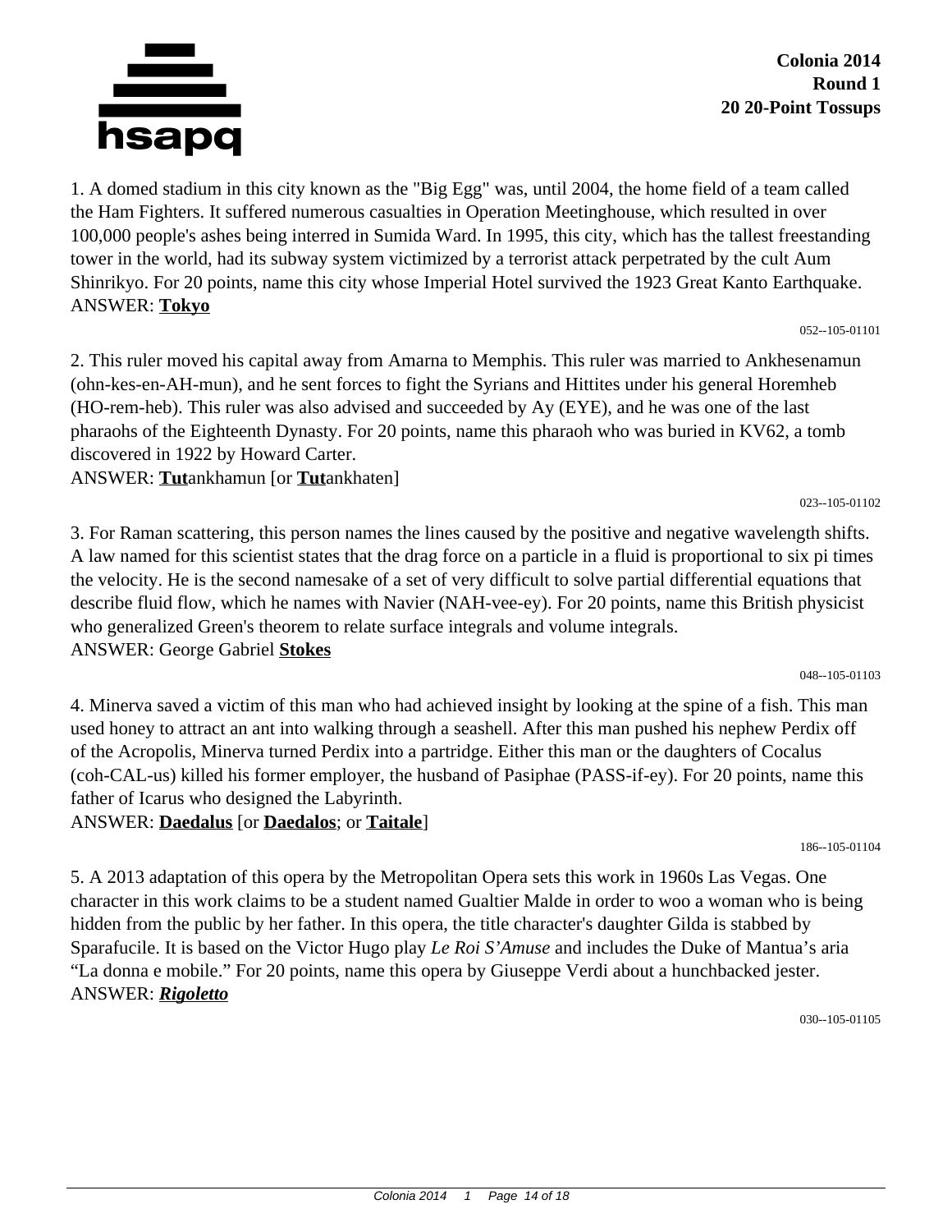**Colonia 2014**
**Round 1**
**20 20-Point Tossups**

1. A domed stadium in this city known as the "Big Egg" was, until 2004, the home field of a team called the Ham Fighters. It suffered numerous casualties in Operation Meetinghouse, which resulted in over 100,000 people's ashes being interred in Sumida Ward. In 1995, this city, which has the tallest freestanding tower in the world, had its subway system victimized by a terrorist attack perpetrated by the cult Aum Shinrikyo. For 20 points, name this city whose Imperial Hotel survived the 1923 Great Kanto Earthquake.
ANSWER: **Tokyo**

052--105-01101

2. This ruler moved his capital away from Amarna to Memphis. This ruler was married to Ankhesenamun (ohn-kes-en-AH-mun), and he sent forces to fight the Syrians and Hittites under his general Horemheb (HO-rem-heb). This ruler was also advised and succeeded by Ay (EYE), and he was one of the last pharaohs of the Eighteenth Dynasty. For 20 points, name this pharaoh who was buried in KV62, a tomb discovered in 1922 by Howard Carter.
ANSWER: **Tut**ankhamun [or **Tut**ankhaten]

023--105-01102

3. For Raman scattering, this person names the lines caused by the positive and negative wavelength shifts. A law named for this scientist states that the drag force on a particle in a fluid is proportional to six pi times the velocity. He is the second namesake of a set of very difficult to solve partial differential equations that describe fluid flow, which he names with Navier (NAH-vee-ey). For 20 points, name this British physicist who generalized Green's theorem to relate surface integrals and volume integrals.
ANSWER: George Gabriel **Stokes**

048--105-01103

4. Minerva saved a victim of this man who had achieved insight by looking at the spine of a fish. This man used honey to attract an ant into walking through a seashell. After this man pushed his nephew Perdix off of the Acropolis, Minerva turned Perdix into a partridge. Either this man or the daughters of Cocalus (coh-CAL-us) killed his former employer, the husband of Pasiphae (PASS-if-ey). For 20 points, name this father of Icarus who designed the Labyrinth.
ANSWER: **Daedalus** [or **Daedalos**; or **Taitale**]

186--105-01104

5. A 2013 adaptation of this opera by the Metropolitan Opera sets this work in 1960s Las Vegas. One character in this work claims to be a student named Gualtier Malde in order to woo a woman who is being hidden from the public by her father. In this opera, the title character's daughter Gilda is stabbed by Sparafucile. It is based on the Victor Hugo play *Le Roi S'Amuse* and includes the Duke of Mantua's aria "La donna e mobile." For 20 points, name this opera by Giuseppe Verdi about a hunchbacked jester.
ANSWER: ***Rigoletto***

030--105-01105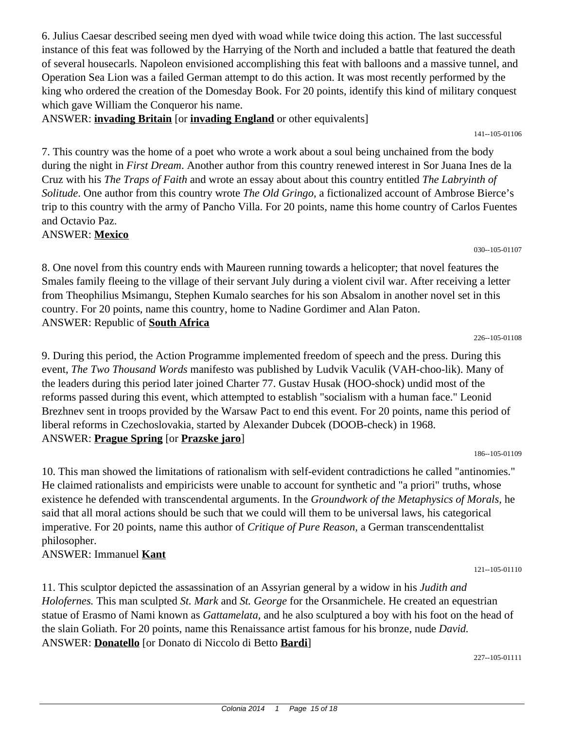6. Julius Caesar described seeing men dyed with woad while twice doing this action. The last successful instance of this feat was followed by the Harrying of the North and included a battle that featured the death of several housecarls. Napoleon envisioned accomplishing this feat with balloons and a massive tunnel, and Operation Sea Lion was a failed German attempt to do this action. It was most recently performed by the king who ordered the creation of the Domesday Book. For 20 points, identify this kind of military conquest which gave William the Conqueror his name.
ANSWER: **invading Britain** [or **invading England** or other equivalents]

141--105-01106

7. This country was the home of a poet who wrote a work about a soul being unchained from the body during the night in *First Dream*. Another author from this country renewed interest in Sor Juana Ines de la Cruz with his *The Traps of Faith* and wrote an essay about about this country entitled *The Labryinth of Solitude*. One author from this country wrote *The Old Gringo*, a fictionalized account of Ambrose Bierce's trip to this country with the army of Pancho Villa. For 20 points, name this home country of Carlos Fuentes and Octavio Paz.
ANSWER: **Mexico**

030--105-01107

8. One novel from this country ends with Maureen running towards a helicopter; that novel features the Smales family fleeing to the village of their servant July during a violent civil war. After receiving a letter from Theophilius Msimangu, Stephen Kumalo searches for his son Absalom in another novel set in this country. For 20 points, name this country, home to Nadine Gordimer and Alan Paton.
ANSWER: Republic of **South Africa**

226--105-01108

9. During this period, the Action Programme implemented freedom of speech and the press. During this event, *The Two Thousand Words* manifesto was published by Ludvik Vaculik (VAH-choo-lik). Many of the leaders during this period later joined Charter 77. Gustav Husak (HOO-shock) undid most of the reforms passed during this event, which attempted to establish "socialism with a human face." Leonid Brezhnev sent in troops provided by the Warsaw Pact to end this event. For 20 points, name this period of liberal reforms in Czechoslovakia, started by Alexander Dubcek (DOOB-check) in 1968.
ANSWER: **Prague Spring** [or **Prazske jaro**]

186--105-01109

10. This man showed the limitations of rationalism with self-evident contradictions he called "antinomies." He claimed rationalists and empiricists were unable to account for synthetic and "a priori" truths, whose existence he defended with transcendental arguments. In the *Groundwork of the Metaphysics of Morals,* he said that all moral actions should be such that we could will them to be universal laws, his categorical imperative. For 20 points, name this author of *Critique of Pure Reason*, a German transcendenttalist philosopher.
ANSWER: Immanuel **Kant**

121--105-01110

11. This sculptor depicted the assassination of an Assyrian general by a widow in his *Judith and Holofernes.* This man sculpted *St. Mark* and *St. George* for the Orsanmichele. He created an equestrian statue of Erasmo of Nami known as *Gattamelata,* and he also sculptured a boy with his foot on the head of the slain Goliath. For 20 points, name this Renaissance artist famous for his bronze, nude *David.*
ANSWER: **Donatello** [or Donato di Niccolo di Betto **Bardi**]

227--105-01111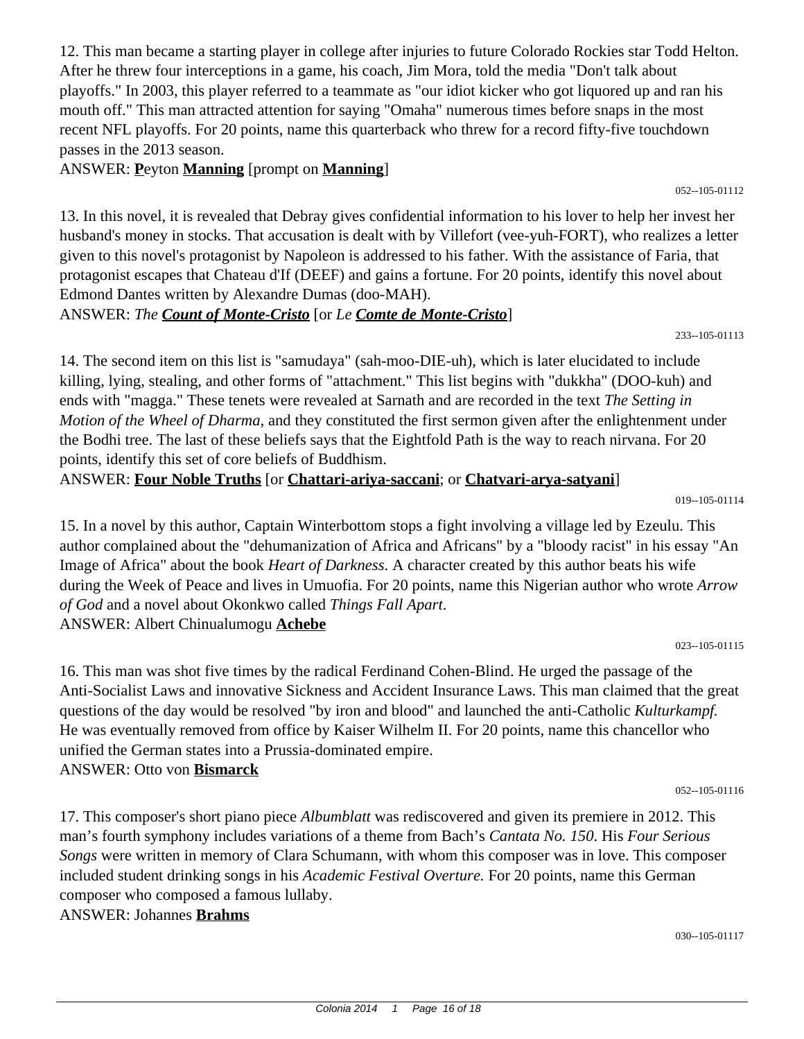12. This man became a starting player in college after injuries to future Colorado Rockies star Todd Helton. After he threw four interceptions in a game, his coach, Jim Mora, told the media "Don't talk about playoffs." In 2003, this player referred to a teammate as "our idiot kicker who got liquored up and ran his mouth off." This man attracted attention for saying "Omaha" numerous times before snaps in the most recent NFL playoffs. For 20 points, name this quarterback who threw for a record fifty-five touchdown passes in the 2013 season.

ANSWER: **P**eyton **Manning** [prompt on **Manning**]

052--105-01112

13. In this novel, it is revealed that Debray gives confidential information to his lover to help her invest her husband's money in stocks. That accusation is dealt with by Villefort (vee-yuh-FORT), who realizes a letter given to this novel's protagonist by Napoleon is addressed to his father. With the assistance of Faria, that protagonist escapes that Chateau d'If (DEEF) and gains a fortune. For 20 points, identify this novel about Edmond Dantes written by Alexandre Dumas (doo-MAH).

ANSWER: *The **Count of Monte-Cristo*** [or *Le **Comte de Monte-Cristo***]

233--105-01113

14. The second item on this list is "samudaya" (sah-moo-DIE-uh), which is later elucidated to include killing, lying, stealing, and other forms of "attachment." This list begins with "dukkha" (DOO-kuh) and ends with "magga." These tenets were revealed at Sarnath and are recorded in the text *The Setting in Motion of the Wheel of Dharma,* and they constituted the first sermon given after the enlightenment under the Bodhi tree. The last of these beliefs says that the Eightfold Path is the way to reach nirvana. For 20 points, identify this set of core beliefs of Buddhism.

ANSWER: **Four Noble Truths** [or **Chattari-ariya-saccani**; or **Chatvari-arya-satyani**]

019--105-01114

15. In a novel by this author, Captain Winterbottom stops a fight involving a village led by Ezeulu. This author complained about the "dehumanization of Africa and Africans" by a "bloody racist" in his essay "An Image of Africa" about the book *Heart of Darkness*. A character created by this author beats his wife during the Week of Peace and lives in Umuofia. For 20 points, name this Nigerian author who wrote *Arrow of God* and a novel about Okonkwo called *Things Fall Apart*.

ANSWER: Albert Chinualumogu **Achebe**

023--105-01115

16. This man was shot five times by the radical Ferdinand Cohen-Blind. He urged the passage of the Anti-Socialist Laws and innovative Sickness and Accident Insurance Laws. This man claimed that the great questions of the day would be resolved "by iron and blood" and launched the anti-Catholic *Kulturkampf.* He was eventually removed from office by Kaiser Wilhelm II. For 20 points, name this chancellor who unified the German states into a Prussia-dominated empire.

ANSWER: Otto von **Bismarck**

052--105-01116

17. This composer's short piano piece *Albumblatt* was rediscovered and given its premiere in 2012. This man's fourth symphony includes variations of a theme from Bach's *Cantata No. 150*. His *Four Serious Songs* were written in memory of Clara Schumann, with whom this composer was in love. This composer included student drinking songs in his *Academic Festival Overture.* For 20 points, name this German composer who composed a famous lullaby.

ANSWER: Johannes **Brahms**

030--105-01117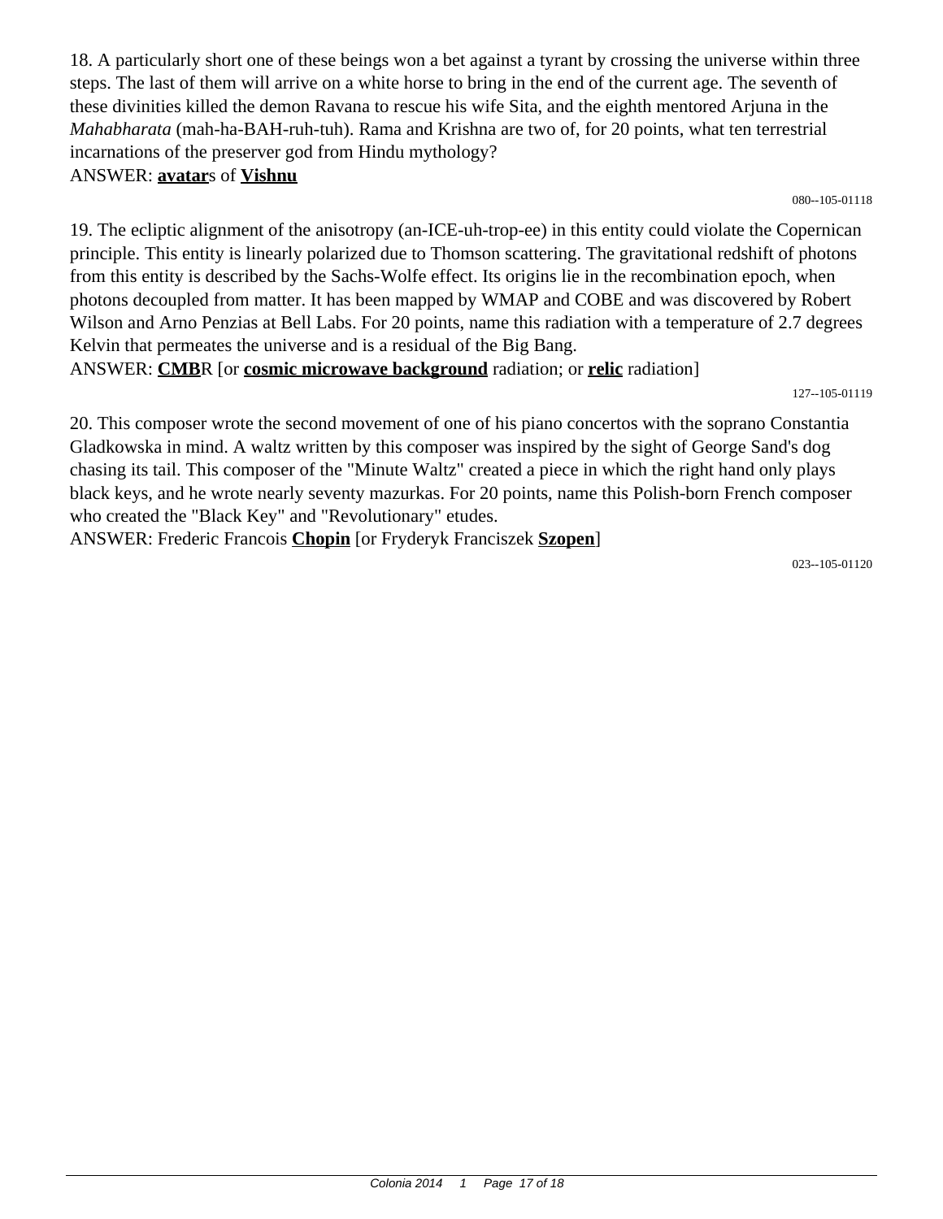18. A particularly short one of these beings won a bet against a tyrant by crossing the universe within three steps. The last of them will arrive on a white horse to bring in the end of the current age. The seventh of these divinities killed the demon Ravana to rescue his wife Sita, and the eighth mentored Arjuna in the *Mahabharata* (mah-ha-BAH-ruh-tuh). Rama and Krishna are two of, for 20 points, what ten terrestrial incarnations of the preserver god from Hindu mythology?

ANSWER: **avatar**s of **Vishnu**

080--105-01118

19. The ecliptic alignment of the anisotropy (an-ICE-uh-trop-ee) in this entity could violate the Copernican principle. This entity is linearly polarized due to Thomson scattering. The gravitational redshift of photons from this entity is described by the Sachs-Wolfe effect. Its origins lie in the recombination epoch, when photons decoupled from matter. It has been mapped by WMAP and COBE and was discovered by Robert Wilson and Arno Penzias at Bell Labs. For 20 points, name this radiation with a temperature of 2.7 degrees Kelvin that permeates the universe and is a residual of the Big Bang.

ANSWER: **CMB**R [or **cosmic microwave background** radiation; or **relic** radiation]

127--105-01119

20. This composer wrote the second movement of one of his piano concertos with the soprano Constantia Gladkowska in mind. A waltz written by this composer was inspired by the sight of George Sand's dog chasing its tail. This composer of the "Minute Waltz" created a piece in which the right hand only plays black keys, and he wrote nearly seventy mazurkas. For 20 points, name this Polish-born French composer who created the "Black Key" and "Revolutionary" etudes.

ANSWER: Frederic Francois **Chopin** [or Fryderyk Franciszek **Szopen**]

023--105-01120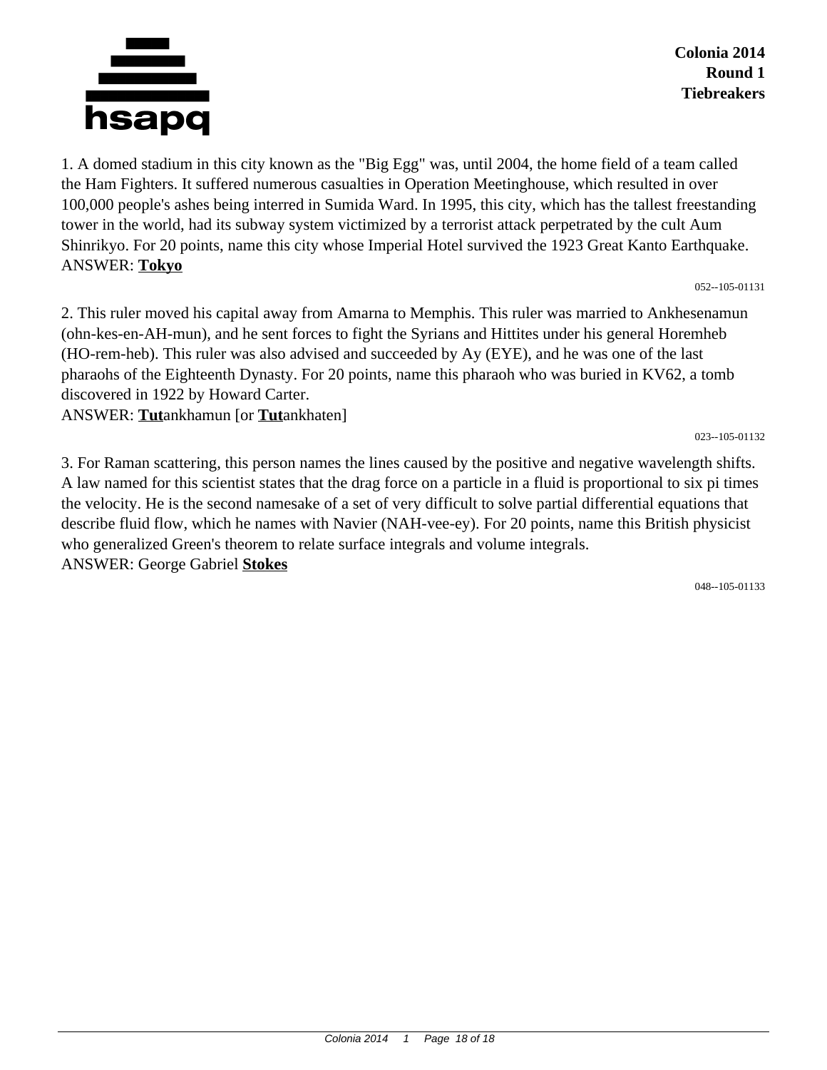**Colonia 2014**
**Round 1**
**Tiebreakers**

1. A domed stadium in this city known as the "Big Egg" was, until 2004, the home field of a team called the Ham Fighters. It suffered numerous casualties in Operation Meetinghouse, which resulted in over 100,000 people's ashes being interred in Sumida Ward. In 1995, this city, which has the tallest freestanding tower in the world, had its subway system victimized by a terrorist attack perpetrated by the cult Aum Shinrikyo. For 20 points, name this city whose Imperial Hotel survived the 1923 Great Kanto Earthquake.
ANSWER: **Tokyo**

052--105-01131

2. This ruler moved his capital away from Amarna to Memphis. This ruler was married to Ankhesenamun (ohn-kes-en-AH-mun), and he sent forces to fight the Syrians and Hittites under his general Horemheb (HO-rem-heb). This ruler was also advised and succeeded by Ay (EYE), and he was one of the last pharaohs of the Eighteenth Dynasty. For 20 points, name this pharaoh who was buried in KV62, a tomb discovered in 1922 by Howard Carter.
ANSWER: **Tut**ankhamun [or **Tut**ankhaten]

023--105-01132

3. For Raman scattering, this person names the lines caused by the positive and negative wavelength shifts. A law named for this scientist states that the drag force on a particle in a fluid is proportional to six pi times the velocity. He is the second namesake of a set of very difficult to solve partial differential equations that describe fluid flow, which he names with Navier (NAH-vee-ey). For 20 points, name this British physicist who generalized Green's theorem to relate surface integrals and volume integrals.
ANSWER: George Gabriel **Stokes**

048--105-01133